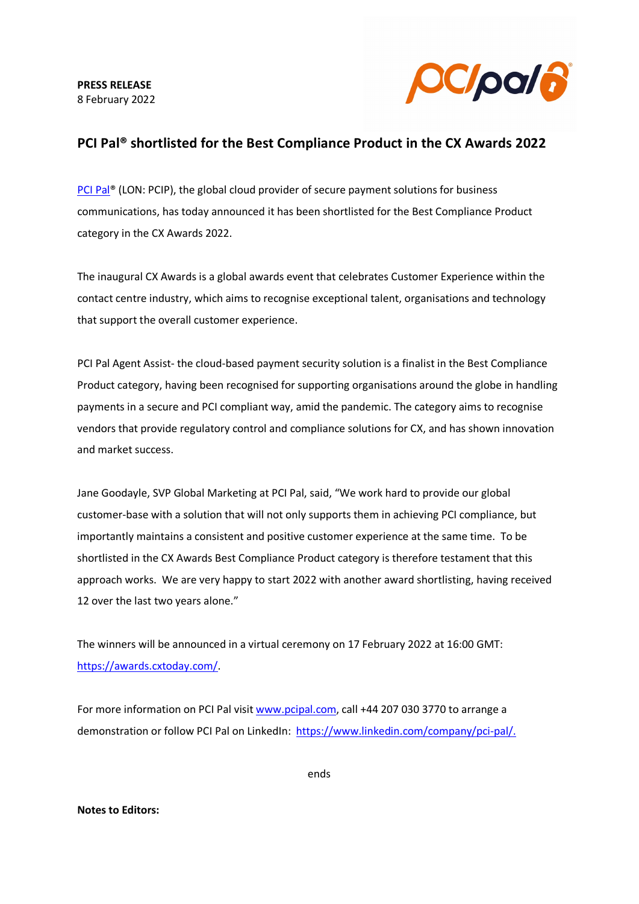**PRESS RELEASE**
8 February 2022

# PCI Pal® shortlisted for the Best Compliance Product in the CX Awards 2022

[PCI Pal](https://www.pcipal.com)® (LON: PCIP), the global cloud provider of secure payment solutions for business communications, has today announced it has been shortlisted for the Best Compliance Product category in the CX Awards 2022.

The inaugural CX Awards is a global awards event that celebrates Customer Experience within the contact centre industry, which aims to recognise exceptional talent, organisations and technology that support the overall customer experience.

PCI Pal Agent Assist- the cloud-based payment security solution is a finalist in the Best Compliance Product category, having been recognised for supporting organisations around the globe in handling payments in a secure and PCI compliant way, amid the pandemic. The category aims to recognise vendors that provide regulatory control and compliance solutions for CX, and has shown innovation and market success.

Jane Goodayle, SVP Global Marketing at PCI Pal, said, "We work hard to provide our global customer-base with a solution that will not only supports them in achieving PCI compliance, but importantly maintains a consistent and positive customer experience at the same time. To be shortlisted in the CX Awards Best Compliance Product category is therefore testament that this approach works. We are very happy to start 2022 with another award shortlisting, having received 12 over the last two years alone."

The winners will be announced in a virtual ceremony on 17 February 2022 at 16:00 GMT: [https://awards.cxtoday.com/](https://awards.cxtoday.com/).

For more information on PCI Pal visit [www.pcipal.com](http://www.pcipal.com), call +44 207 030 3770 to arrange a demonstration or follow PCI Pal on LinkedIn: [https://www.linkedin.com/company/pci-pal/.](https://www.linkedin.com/company/pci-pal/)

ends

**Notes to Editors:**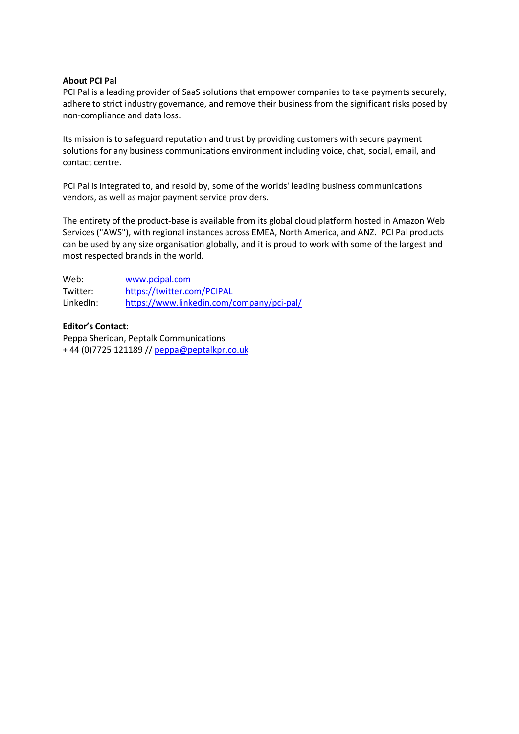**About PCI Pal**

PCI Pal is a leading provider of SaaS solutions that empower companies to take payments securely, adhere to strict industry governance, and remove their business from the significant risks posed by non-compliance and data loss.

Its mission is to safeguard reputation and trust by providing customers with secure payment solutions for any business communications environment including voice, chat, social, email, and contact centre.

PCI Pal is integrated to, and resold by, some of the worlds' leading business communications vendors, as well as major payment service providers.

The entirety of the product-base is available from its global cloud platform hosted in Amazon Web Services ("AWS"), with regional instances across EMEA, North America, and ANZ. PCI Pal products can be used by any size organisation globally, and it is proud to work with some of the largest and most respected brands in the world.

| | |
|---|---|
| Web: | www.pcipal.com |
| Twitter: | https://twitter.com/PCIPAL |
| LinkedIn: | https://www.linkedin.com/company/pci-pal/ |

**Editor's Contact:**

Peppa Sheridan, Peptalk Communications
+ 44 (0)7725 121189 // peppa@peptalkpr.co.uk